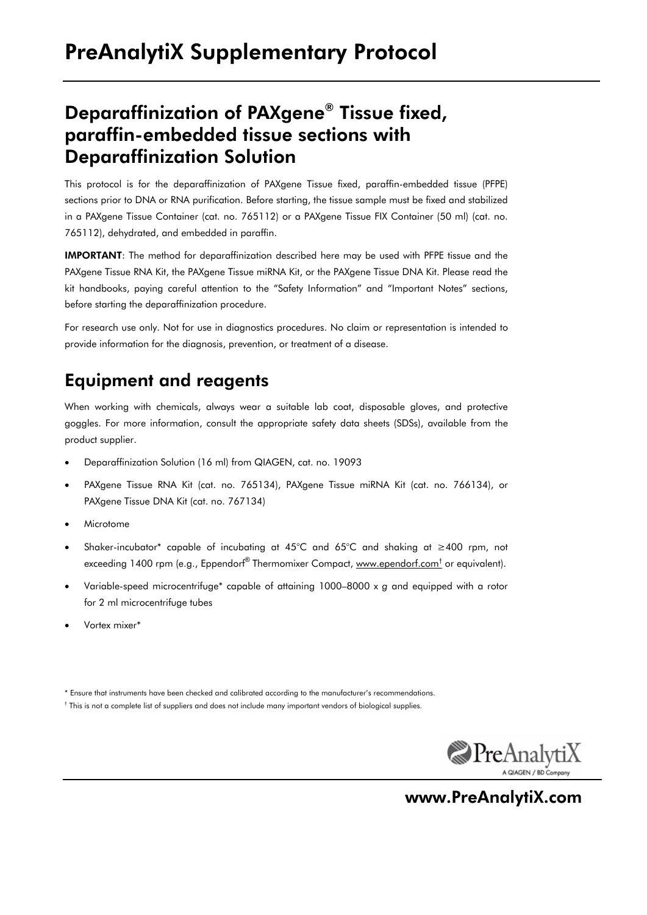# PreAnalytiX Supplementary Protocol

## Deparaffinization of PAXgene® Tissue fixed, paraffin-embedded tissue sections with Deparaffinization Solution

This protocol is for the deparaffinization of PAXgene Tissue fixed, paraffin-embedded tissue (PFPE) sections prior to DNA or RNA purification. Before starting, the tissue sample must be fixed and stabilized in a PAXgene Tissue Container (cat. no. 765112) or a PAXgene Tissue FIX Container (50 ml) (cat. no. 765112), dehydrated, and embedded in paraffin.

**IMPORTANT**: The method for deparaffinization described here may be used with PFPE tissue and the PAXgene Tissue RNA Kit, the PAXgene Tissue miRNA Kit, or the PAXgene Tissue DNA Kit. Please read the kit handbooks, paying careful attention to the "Safety Information" and "Important Notes" sections, before starting the deparaffinization procedure.

For research use only. Not for use in diagnostics procedures. No claim or representation is intended to provide information for the diagnosis, prevention, or treatment of a disease.

## Equipment and reagents

When working with chemicals, always wear a suitable lab coat, disposable gloves, and protective goggles. For more information, consult the appropriate safety data sheets (SDSs), available from the product supplier.

- Deparaffinization Solution (16 ml) from QIAGEN, cat. no. 19093
- PAXgene Tissue RNA Kit (cat. no. 765134), PAXgene Tissue miRNA Kit (cat. no. 766134), or PAXgene Tissue DNA Kit (cat. no. 767134)
- Microtome
- Shaker-incubator* capable of incubating at 45°C and 65°C and shaking at ≥400 rpm, not exceeding 1400 rpm (e.g., Eppendorf® Thermomixer Compact, www.eppendorf.com† or equivalent).
- Variable-speed microcentrifuge* capable of attaining 1000–8000 x *g* and equipped with a rotor for 2 ml microcentrifuge tubes
- Vortex mixer*

\* Ensure that instruments have been checked and calibrated according to the manufacturer's recommendations.

† This is not a complete list of suppliers and does not include many important vendors of biological supplies.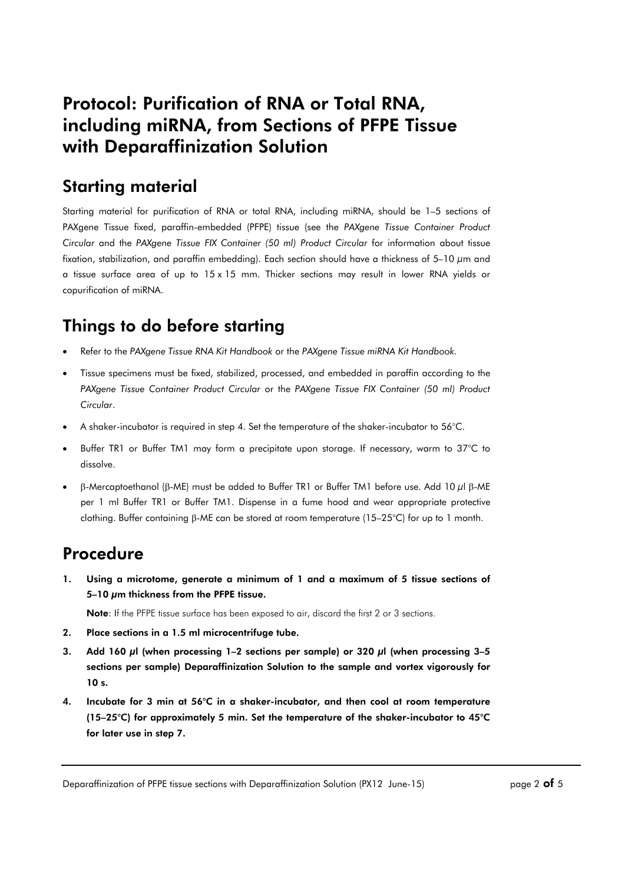# Protocol: Purification of RNA or Total RNA, including miRNA, from Sections of PFPE Tissue with Deparaffinization Solution

## Starting material

Starting material for purification of RNA or total RNA, including miRNA, should be 1–5 sections of PAXgene Tissue fixed, paraffin-embedded (PFPE) tissue (see the *PAXgene Tissue Container Product Circular* and the *PAXgene Tissue FIX Container (50 ml) Product Circular* for information about tissue fixation, stabilization, and paraffin embedding). Each section should have a thickness of 5–10 µm and a tissue surface area of up to 15 x 15 mm. Thicker sections may result in lower RNA yields or copurification of miRNA.

## Things to do before starting

- Refer to the *PAXgene Tissue RNA Kit Handbook* or the *PAXgene Tissue miRNA Kit Handbook*.
- Tissue specimens must be fixed, stabilized, processed, and embedded in paraffin according to the *PAXgene Tissue Container Product Circular* or the *PAXgene Tissue FIX Container (50 ml) Product Circular*.
- A shaker-incubator is required in step 4. Set the temperature of the shaker-incubator to 56°C.
- Buffer TR1 or Buffer TM1 may form a precipitate upon storage. If necessary, warm to 37°C to dissolve.
- β-Mercaptoethanol (β-ME) must be added to Buffer TR1 or Buffer TM1 before use. Add 10 µl β-ME per 1 ml Buffer TR1 or Buffer TM1. Dispense in a fume hood and wear appropriate protective clothing. Buffer containing β-ME can be stored at room temperature (15–25°C) for up to 1 month.

## Procedure

1. **Using a microtome, generate a minimum of 1 and a maximum of 5 tissue sections of 5–10 µm thickness from the PFPE tissue.**

   **Note**: If the PFPE tissue surface has been exposed to air, discard the first 2 or 3 sections.

2. **Place sections in a 1.5 ml microcentrifuge tube.**
3. **Add 160 µl (when processing 1–2 sections per sample) or 320 µl (when processing 3–5 sections per sample) Deparaffinization Solution to the sample and vortex vigorously for 10 s.**
4. **Incubate for 3 min at 56°C in a shaker-incubator, and then cool at room temperature (15–25°C) for approximately 5 min. Set the temperature of the shaker-incubator to 45°C for later use in step 7.**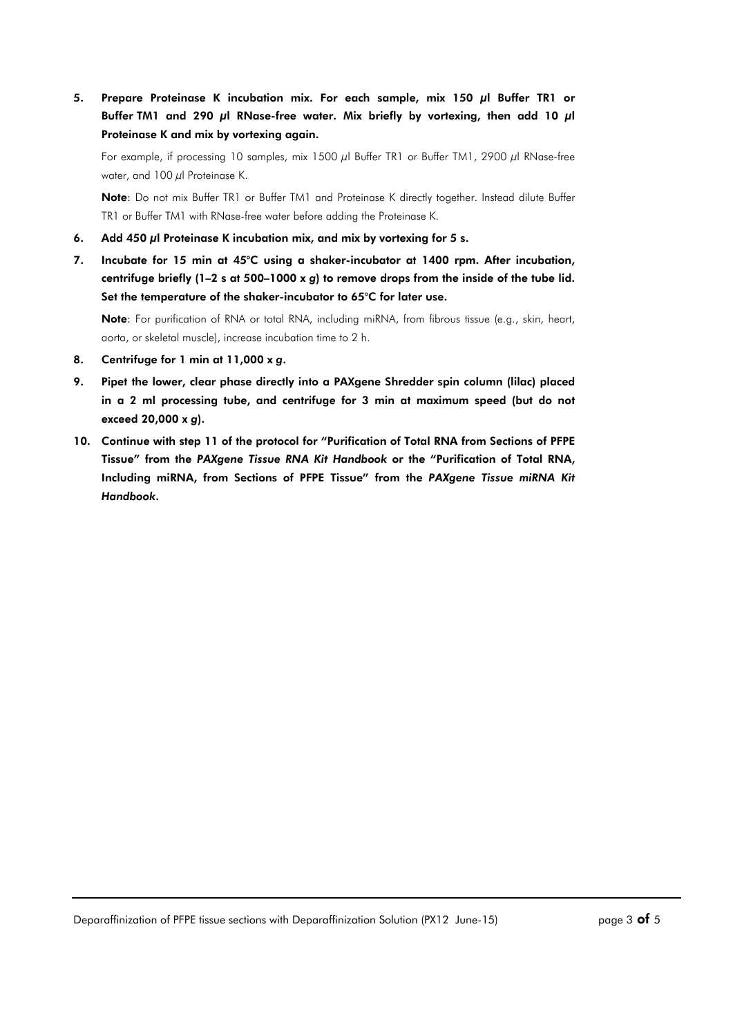5. **Prepare Proteinase K incubation mix. For each sample, mix 150 µl Buffer TR1 or Buffer TM1 and 290 µl RNase-free water. Mix briefly by vortexing, then add 10 µl Proteinase K and mix by vortexing again.**

   For example, if processing 10 samples, mix 1500 µl Buffer TR1 or Buffer TM1, 2900 µl RNase-free water, and 100 µl Proteinase K.

   **Note**: Do not mix Buffer TR1 or Buffer TM1 and Proteinase K directly together. Instead dilute Buffer TR1 or Buffer TM1 with RNase-free water before adding the Proteinase K.

6. **Add 450 µl Proteinase K incubation mix, and mix by vortexing for 5 s.**

7. **Incubate for 15 min at 45°C using a shaker-incubator at 1400 rpm. After incubation, centrifuge briefly (1–2 s at 500–1000 x *g*) to remove drops from the inside of the tube lid. Set the temperature of the shaker-incubator to 65°C for later use.**

   **Note**: For purification of RNA or total RNA, including miRNA, from fibrous tissue (e.g., skin, heart, aorta, or skeletal muscle), increase incubation time to 2 h.

8. **Centrifuge for 1 min at 11,000 x *g*.**

9. **Pipet the lower, clear phase directly into a PAXgene Shredder spin column (lilac) placed in a 2 ml processing tube, and centrifuge for 3 min at maximum speed (but do not exceed 20,000 x *g*).**

10. **Continue with step 11 of the protocol for "Purification of Total RNA from Sections of PFPE Tissue" from the *PAXgene Tissue RNA Kit Handbook* or the "Purification of Total RNA, Including miRNA, from Sections of PFPE Tissue" from the *PAXgene Tissue miRNA Kit Handbook*.**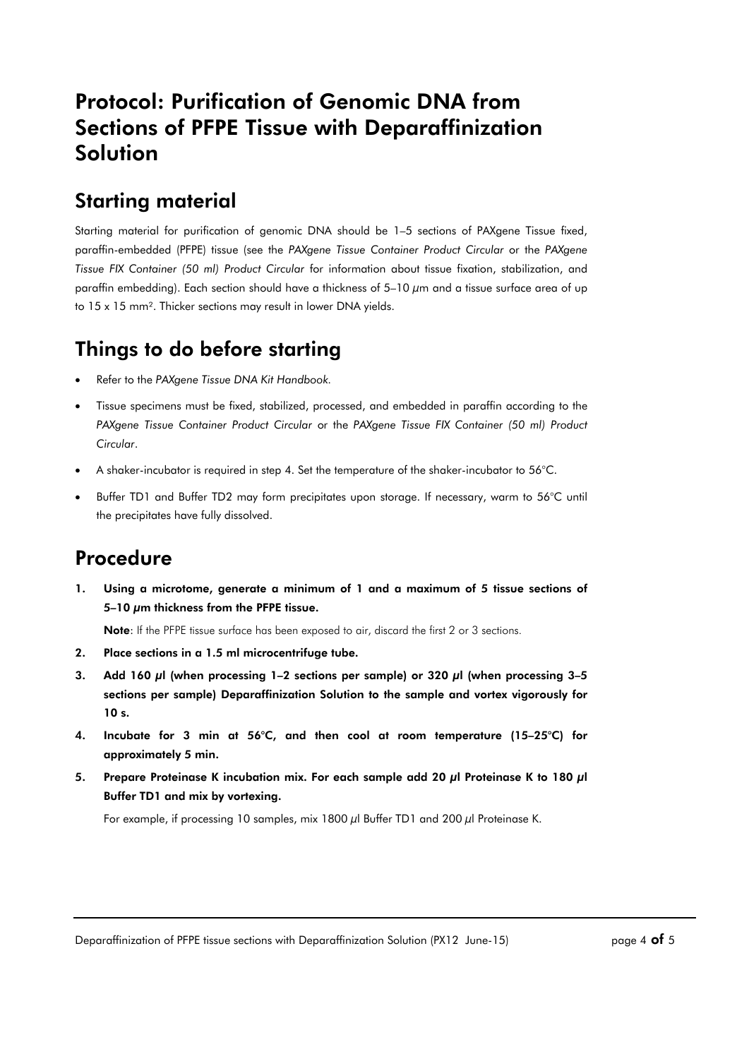# Protocol: Purification of Genomic DNA from Sections of PFPE Tissue with Deparaffinization Solution

## Starting material

Starting material for purification of genomic DNA should be 1–5 sections of PAXgene Tissue fixed, paraffin-embedded (PFPE) tissue (see the *PAXgene Tissue Container Product Circular* or the *PAXgene Tissue FIX Container (50 ml) Product Circular* for information about tissue fixation, stabilization, and paraffin embedding). Each section should have a thickness of 5–10 µm and a tissue surface area of up to 15 x 15 mm². Thicker sections may result in lower DNA yields.

## Things to do before starting

- Refer to the *PAXgene Tissue DNA Kit Handbook*.
- Tissue specimens must be fixed, stabilized, processed, and embedded in paraffin according to the *PAXgene Tissue Container Product Circular* or the *PAXgene Tissue FIX Container (50 ml) Product Circular*.
- A shaker-incubator is required in step 4. Set the temperature of the shaker-incubator to 56°C.
- Buffer TD1 and Buffer TD2 may form precipitates upon storage. If necessary, warm to 56°C until the precipitates have fully dissolved.

## Procedure

1. **Using a microtome, generate a minimum of 1 and a maximum of 5 tissue sections of 5–10 µm thickness from the PFPE tissue.**

   **Note**: If the PFPE tissue surface has been exposed to air, discard the first 2 or 3 sections.

2. **Place sections in a 1.5 ml microcentrifuge tube.**
3. **Add 160 µl (when processing 1–2 sections per sample) or 320 µl (when processing 3–5 sections per sample) Deparaffinization Solution to the sample and vortex vigorously for 10 s.**
4. **Incubate for 3 min at 56°C, and then cool at room temperature (15–25°C) for approximately 5 min.**
5. **Prepare Proteinase K incubation mix. For each sample add 20 µl Proteinase K to 180 µl Buffer TD1 and mix by vortexing.**

   For example, if processing 10 samples, mix 1800 µl Buffer TD1 and 200 µl Proteinase K.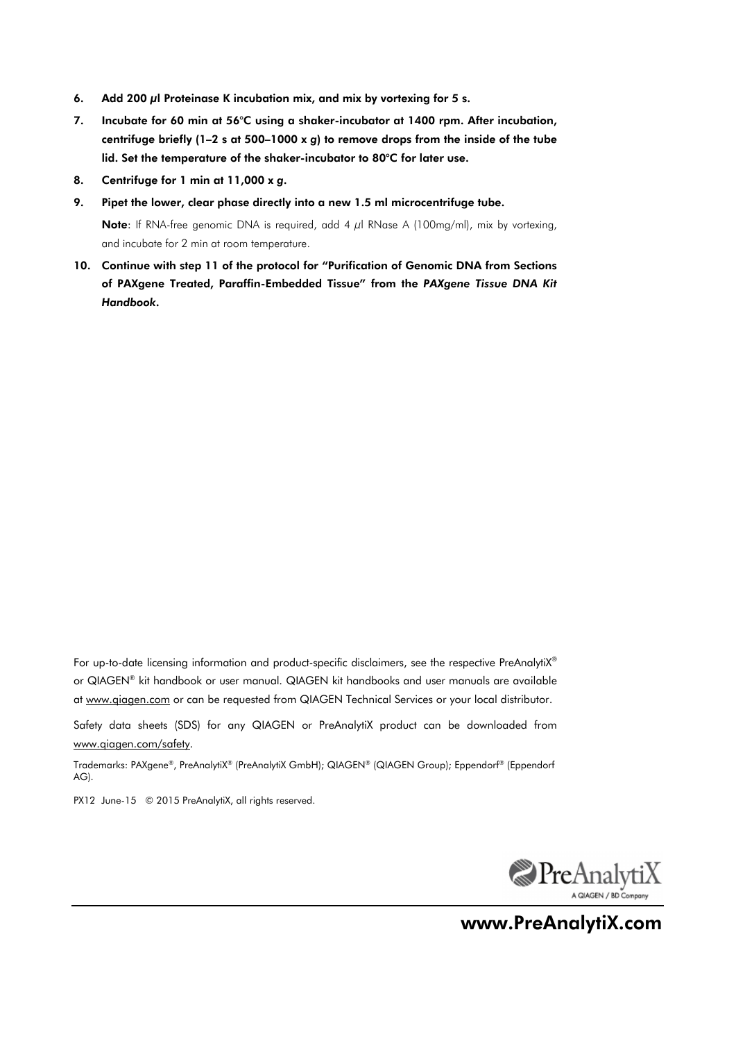6. **Add 200 μl Proteinase K incubation mix, and mix by vortexing for 5 s.**
7. **Incubate for 60 min at 56°C using a shaker-incubator at 1400 rpm. After incubation, centrifuge briefly (1–2 s at 500–1000 x *g*) to remove drops from the inside of the tube lid. Set the temperature of the shaker-incubator to 80°C for later use.**
8. **Centrifuge for 1 min at 11,000 x *g*.**
9. **Pipet the lower, clear phase directly into a new 1.5 ml microcentrifuge tube.**

   **Note**: If RNA-free genomic DNA is required, add 4 μl RNase A (100mg/ml), mix by vortexing, and incubate for 2 min at room temperature.
10. **Continue with step 11 of the protocol for "Purification of Genomic DNA from Sections of PAXgene Treated, Paraffin-Embedded Tissue" from the *PAXgene Tissue DNA Kit Handbook*.**

For up-to-date licensing information and product-specific disclaimers, see the respective PreAnalytiX® or QIAGEN® kit handbook or user manual. QIAGEN kit handbooks and user manuals are available at www.qiagen.com or can be requested from QIAGEN Technical Services or your local distributor.

Safety data sheets (SDS) for any QIAGEN or PreAnalytiX product can be downloaded from www.qiagen.com/safety.

Trademarks: PAXgene®, PreAnalytiX® (PreAnalytiX GmbH); QIAGEN® (QIAGEN Group); Eppendorf® (Eppendorf AG).

PX12 June-15 © 2015 PreAnalytiX, all rights reserved.

PreAnalytiX
A QIAGEN / BD Company

**www.PreAnalytiX.com**